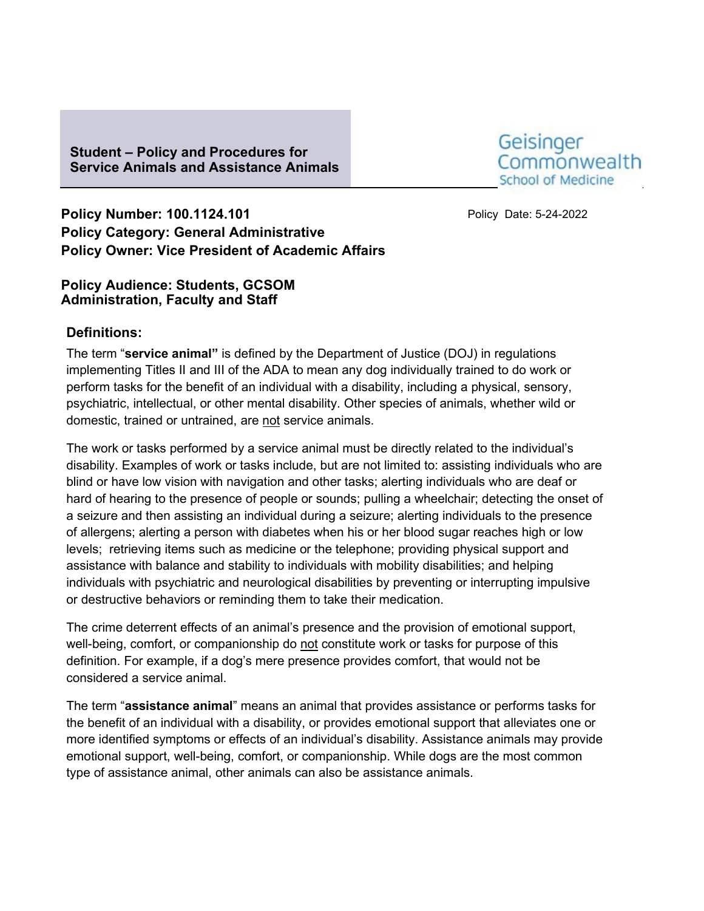# Student – Policy and Procedures for Service Animals and Assistance Animals

Geisinger Commonwealth School of Medicine

**Policy Number: 100.1124.101**

Policy Date: 5-24-2022

**Policy Category: General Administrative**

**Policy Owner: Vice President of Academic Affairs**

**Policy Audience: Students, GCSOM Administration, Faculty and Staff**

## Definitions:

The term "**service animal"** is defined by the Department of Justice (DOJ) in regulations implementing Titles II and III of the ADA to mean any dog individually trained to do work or perform tasks for the benefit of an individual with a disability, including a physical, sensory, psychiatric, intellectual, or other mental disability. Other species of animals, whether wild or domestic, trained or untrained, are not service animals.

The work or tasks performed by a service animal must be directly related to the individual's disability. Examples of work or tasks include, but are not limited to: assisting individuals who are blind or have low vision with navigation and other tasks; alerting individuals who are deaf or hard of hearing to the presence of people or sounds; pulling a wheelchair; detecting the onset of a seizure and then assisting an individual during a seizure; alerting individuals to the presence of allergens; alerting a person with diabetes when his or her blood sugar reaches high or low levels; retrieving items such as medicine or the telephone; providing physical support and assistance with balance and stability to individuals with mobility disabilities; and helping individuals with psychiatric and neurological disabilities by preventing or interrupting impulsive or destructive behaviors or reminding them to take their medication.

The crime deterrent effects of an animal's presence and the provision of emotional support, well-being, comfort, or companionship do not constitute work or tasks for purpose of this definition. For example, if a dog's mere presence provides comfort, that would not be considered a service animal.

The term "**assistance animal**" means an animal that provides assistance or performs tasks for the benefit of an individual with a disability, or provides emotional support that alleviates one or more identified symptoms or effects of an individual's disability. Assistance animals may provide emotional support, well-being, comfort, or companionship. While dogs are the most common type of assistance animal, other animals can also be assistance animals.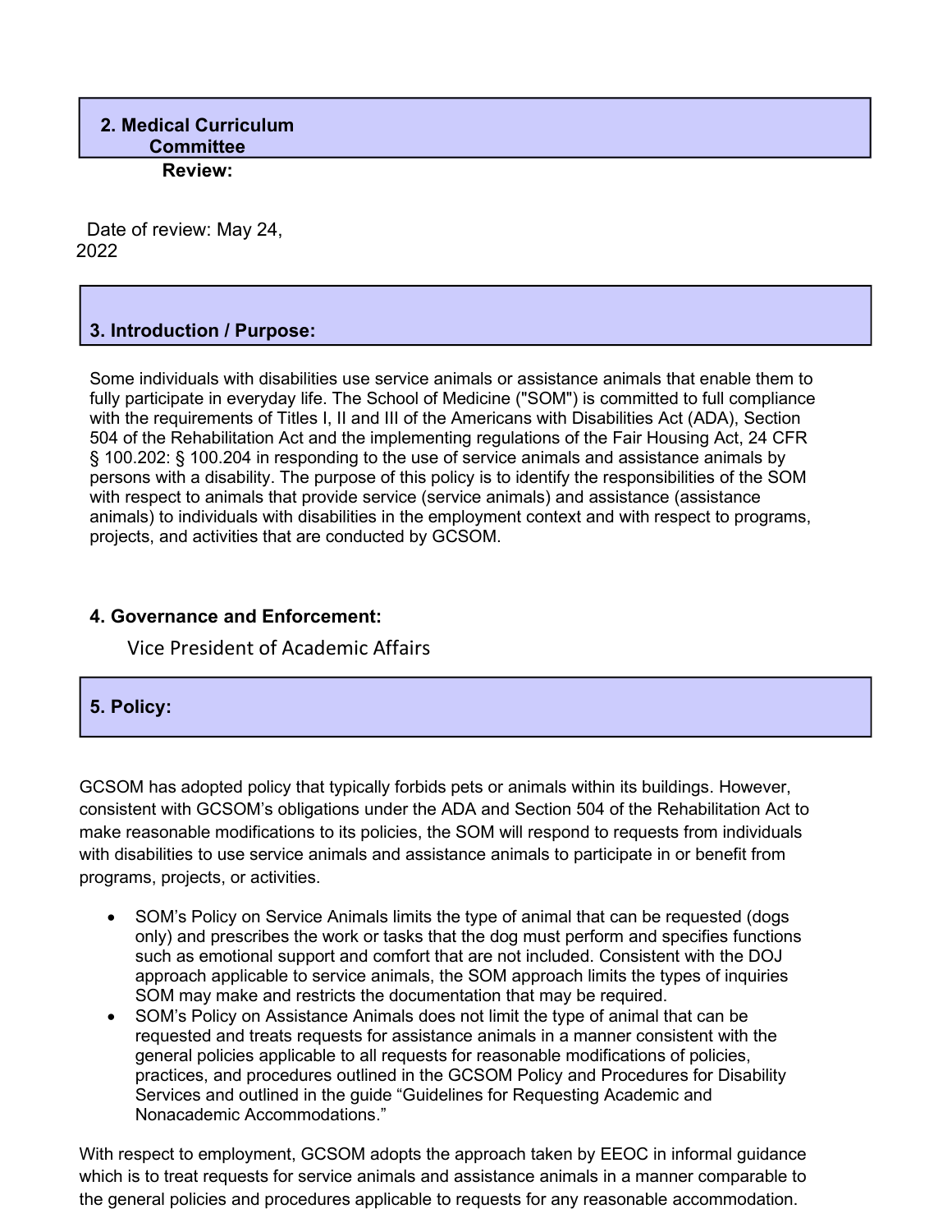## 2. Medical Curriculum Committee Review:

Date of review: May 24, 2022

## 3. Introduction / Purpose:

Some individuals with disabilities use service animals or assistance animals that enable them to fully participate in everyday life. The School of Medicine ("SOM") is committed to full compliance with the requirements of Titles I, II and III of the Americans with Disabilities Act (ADA), Section 504 of the Rehabilitation Act and the implementing regulations of the Fair Housing Act, 24 CFR § 100.202: § 100.204 in responding to the use of service animals and assistance animals by persons with a disability. The purpose of this policy is to identify the responsibilities of the SOM with respect to animals that provide service (service animals) and assistance (assistance animals) to individuals with disabilities in the employment context and with respect to programs, projects, and activities that are conducted by GCSOM.

## 4. Governance and Enforcement:

Vice President of Academic Affairs

## 5. Policy:

GCSOM has adopted policy that typically forbids pets or animals within its buildings. However, consistent with GCSOM's obligations under the ADA and Section 504 of the Rehabilitation Act to make reasonable modifications to its policies, the SOM will respond to requests from individuals with disabilities to use service animals and assistance animals to participate in or benefit from programs, projects, or activities.

- SOM's Policy on Service Animals limits the type of animal that can be requested (dogs only) and prescribes the work or tasks that the dog must perform and specifies functions such as emotional support and comfort that are not included. Consistent with the DOJ approach applicable to service animals, the SOM approach limits the types of inquiries SOM may make and restricts the documentation that may be required.
- SOM's Policy on Assistance Animals does not limit the type of animal that can be requested and treats requests for assistance animals in a manner consistent with the general policies applicable to all requests for reasonable modifications of policies, practices, and procedures outlined in the GCSOM Policy and Procedures for Disability Services and outlined in the guide "Guidelines for Requesting Academic and Nonacademic Accommodations."

With respect to employment, GCSOM adopts the approach taken by EEOC in informal guidance which is to treat requests for service animals and assistance animals in a manner comparable to the general policies and procedures applicable to requests for any reasonable accommodation.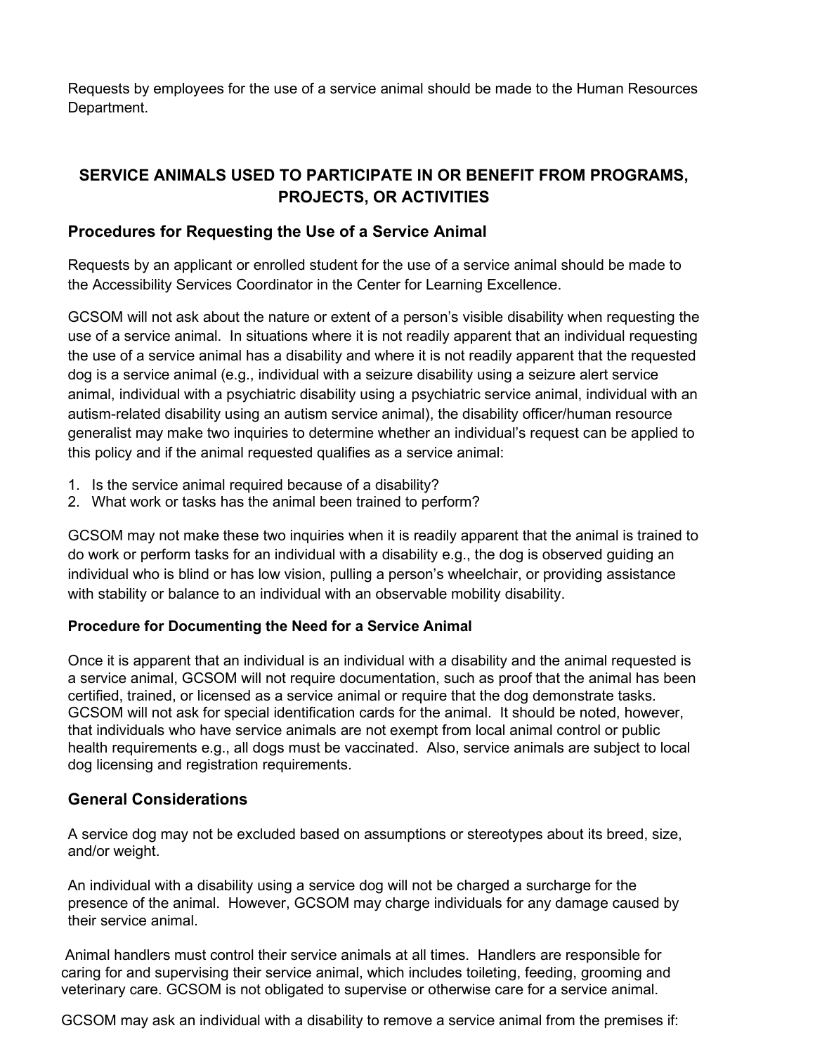Requests by employees for the use of a service animal should be made to the Human Resources Department.

## SERVICE ANIMALS USED TO PARTICIPATE IN OR BENEFIT FROM PROGRAMS, PROJECTS, OR ACTIVITIES

### Procedures for Requesting the Use of a Service Animal

Requests by an applicant or enrolled student for the use of a service animal should be made to the Accessibility Services Coordinator in the Center for Learning Excellence.

GCSOM will not ask about the nature or extent of a person's visible disability when requesting the use of a service animal. In situations where it is not readily apparent that an individual requesting the use of a service animal has a disability and where it is not readily apparent that the requested dog is a service animal (e.g., individual with a seizure disability using a seizure alert service animal, individual with a psychiatric disability using a psychiatric service animal, individual with an autism-related disability using an autism service animal), the disability officer/human resource generalist may make two inquiries to determine whether an individual's request can be applied to this policy and if the animal requested qualifies as a service animal:

1. Is the service animal required because of a disability?
2. What work or tasks has the animal been trained to perform?

GCSOM may not make these two inquiries when it is readily apparent that the animal is trained to do work or perform tasks for an individual with a disability e.g., the dog is observed guiding an individual who is blind or has low vision, pulling a person's wheelchair, or providing assistance with stability or balance to an individual with an observable mobility disability.

#### Procedure for Documenting the Need for a Service Animal

Once it is apparent that an individual is an individual with a disability and the animal requested is a service animal, GCSOM will not require documentation, such as proof that the animal has been certified, trained, or licensed as a service animal or require that the dog demonstrate tasks. GCSOM will not ask for special identification cards for the animal. It should be noted, however, that individuals who have service animals are not exempt from local animal control or public health requirements e.g., all dogs must be vaccinated. Also, service animals are subject to local dog licensing and registration requirements.

### General Considerations

A service dog may not be excluded based on assumptions or stereotypes about its breed, size, and/or weight.

An individual with a disability using a service dog will not be charged a surcharge for the presence of the animal. However, GCSOM may charge individuals for any damage caused by their service animal.

Animal handlers must control their service animals at all times. Handlers are responsible for caring for and supervising their service animal, which includes toileting, feeding, grooming and veterinary care. GCSOM is not obligated to supervise or otherwise care for a service animal.

GCSOM may ask an individual with a disability to remove a service animal from the premises if: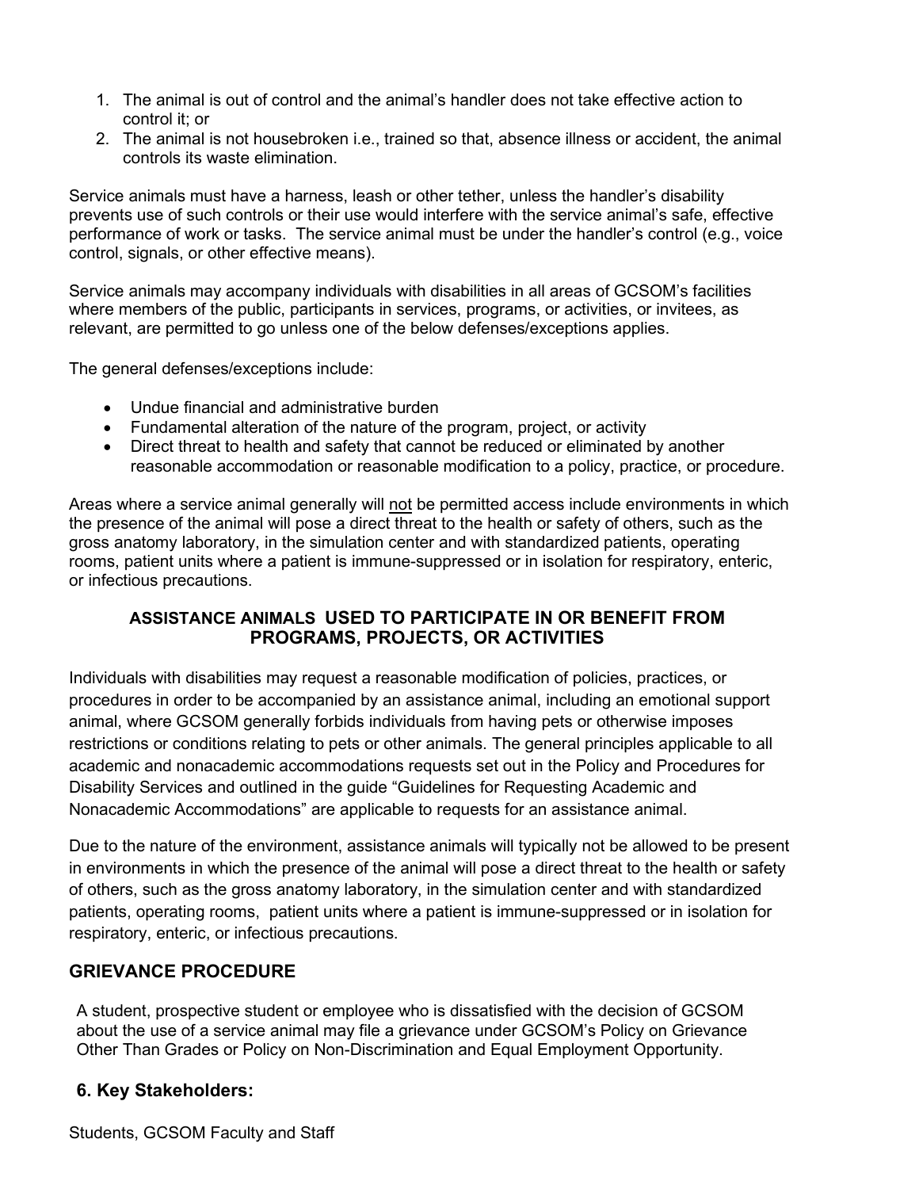1. The animal is out of control and the animal's handler does not take effective action to control it; or
2. The animal is not housebroken i.e., trained so that, absence illness or accident, the animal controls its waste elimination.

Service animals must have a harness, leash or other tether, unless the handler's disability prevents use of such controls or their use would interfere with the service animal's safe, effective performance of work or tasks. The service animal must be under the handler's control (e.g., voice control, signals, or other effective means).

Service animals may accompany individuals with disabilities in all areas of GCSOM's facilities where members of the public, participants in services, programs, or activities, or invitees, as relevant, are permitted to go unless one of the below defenses/exceptions applies.

The general defenses/exceptions include:

- Undue financial and administrative burden
- Fundamental alteration of the nature of the program, project, or activity
- Direct threat to health and safety that cannot be reduced or eliminated by another reasonable accommodation or reasonable modification to a policy, practice, or procedure.

Areas where a service animal generally will not be permitted access include environments in which the presence of the animal will pose a direct threat to the health or safety of others, such as the gross anatomy laboratory, in the simulation center and with standardized patients, operating rooms, patient units where a patient is immune-suppressed or in isolation for respiratory, enteric, or infectious precautions.

### ASSISTANCE ANIMALS USED TO PARTICIPATE IN OR BENEFIT FROM PROGRAMS, PROJECTS, OR ACTIVITIES

Individuals with disabilities may request a reasonable modification of policies, practices, or procedures in order to be accompanied by an assistance animal, including an emotional support animal, where GCSOM generally forbids individuals from having pets or otherwise imposes restrictions or conditions relating to pets or other animals. The general principles applicable to all academic and nonacademic accommodations requests set out in the Policy and Procedures for Disability Services and outlined in the guide "Guidelines for Requesting Academic and Nonacademic Accommodations" are applicable to requests for an assistance animal.

Due to the nature of the environment, assistance animals will typically not be allowed to be present in environments in which the presence of the animal will pose a direct threat to the health or safety of others, such as the gross anatomy laboratory, in the simulation center and with standardized patients, operating rooms, patient units where a patient is immune-suppressed or in isolation for respiratory, enteric, or infectious precautions.

## GRIEVANCE PROCEDURE

A student, prospective student or employee who is dissatisfied with the decision of GCSOM about the use of a service animal may file a grievance under GCSOM's Policy on Grievance Other Than Grades or Policy on Non-Discrimination and Equal Employment Opportunity.

## 6. Key Stakeholders:

Students, GCSOM Faculty and Staff